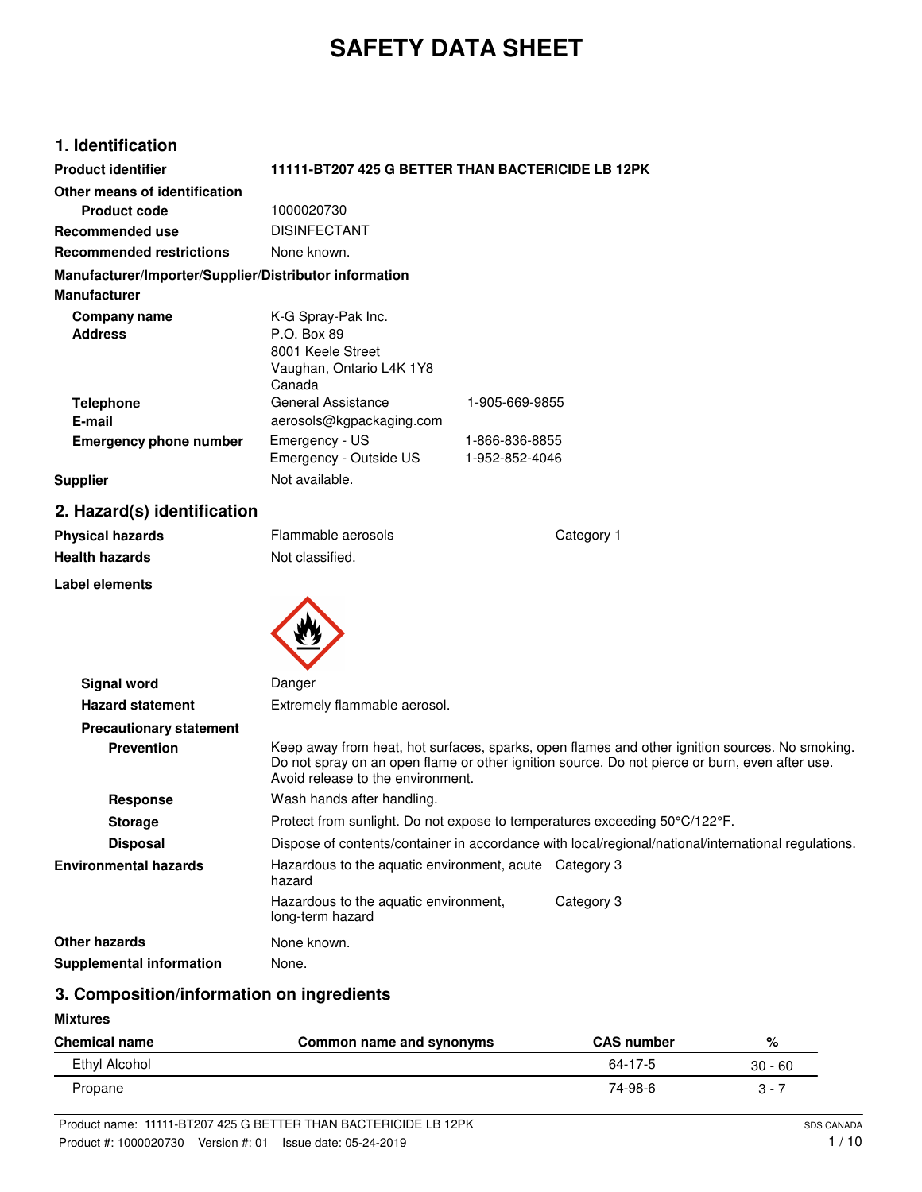# SAFETY DATA SHEET

## 1. Identification

| | | |
|---|---|---|
| **Product identifier** | **11111-BT207 425 G BETTER THAN BACTERICIDE LB 12PK** | |
| **Other means of identification** | | |
| **Product code** | 1000020730 | |
| **Recommended use** | DISINFECTANT | |
| **Recommended restrictions** | None known. | |

**Manufacturer/Importer/Supplier/Distributor information**

**Manufacturer**

| | | |
|---|---|---|
| **Company name** | K-G Spray-Pak Inc. | |
| **Address** | P.O. Box 89<br>8001 Keele Street<br>Vaughan, Ontario L4K 1Y8<br>Canada | |
| **Telephone** | General Assistance | 1-905-669-9855 |
| **E-mail** | aerosols@kgpackaging.com | |
| **Emergency phone number** | Emergency - US | 1-866-836-8855 |
| | Emergency - Outside US | 1-952-852-4046 |
| **Supplier** | Not available. | |

## 2. Hazard(s) identification

| | | |
|---|---|---|
| **Physical hazards** | Flammable aerosols | Category 1 |
| **Health hazards** | Not classified. | |

**Label elements**

**Signal word** Danger

**Hazard statement** Extremely flammable aerosol.

**Precautionary statement**

**Prevention** Keep away from heat, hot surfaces, sparks, open flames and other ignition sources. No smoking. Do not spray on an open flame or other ignition source. Do not pierce or burn, even after use. Avoid release to the environment.

**Response** Wash hands after handling.

**Storage** Protect from sunlight. Do not expose to temperatures exceeding 50°C/122°F.

**Disposal** Dispose of contents/container in accordance with local/regional/national/international regulations.

| | | |
|---|---|---|
| **Environmental hazards** | Hazardous to the aquatic environment, acute hazard | Category 3 |
| | Hazardous to the aquatic environment, long-term hazard | Category 3 |

**Other hazards** None known.

**Supplemental information** None.

## 3. Composition/information on ingredients

**Mixtures**

| Chemical name | Common name and synonyms | CAS number | % |
|---|---|---|---|
| Ethyl Alcohol | | 64-17-5 | 30 - 60 |
| Propane | | 74-98-6 | 3 - 7 |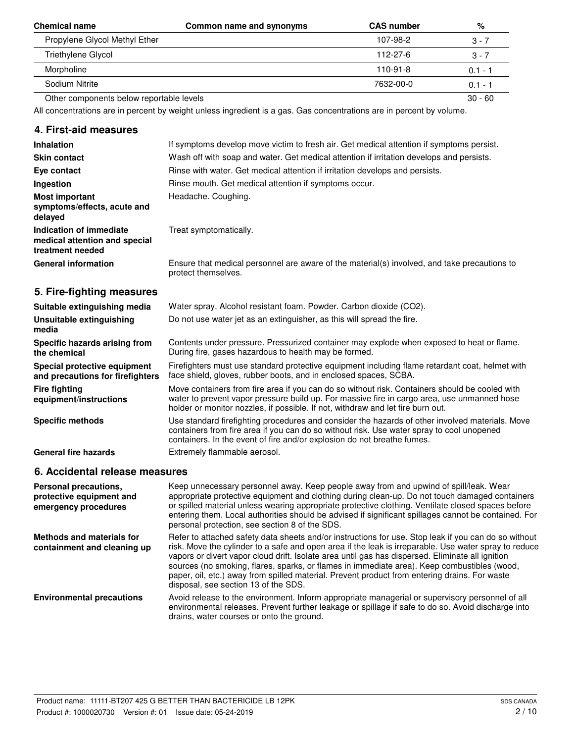| Chemical name | Common name and synonyms | CAS number | % |
|---|---|---|---|
| Propylene Glycol Methyl Ether | | 107-98-2 | 3 - 7 |
| Triethylene Glycol | | 112-27-6 | 3 - 7 |
| Morpholine | | 110-91-8 | 0.1 - 1 |
| Sodium Nitrite | | 7632-00-0 | 0.1 - 1 |
| Other components below reportable levels | | | 30 - 60 |

All concentrations are in percent by weight unless ingredient is a gas. Gas concentrations are in percent by volume.

## 4. First-aid measures

| | |
|---|---|
| **Inhalation** | If symptoms develop move victim to fresh air. Get medical attention if symptoms persist. |
| **Skin contact** | Wash off with soap and water. Get medical attention if irritation develops and persists. |
| **Eye contact** | Rinse with water. Get medical attention if irritation develops and persists. |
| **Ingestion** | Rinse mouth. Get medical attention if symptoms occur. |
| **Most important symptoms/effects, acute and delayed** | Headache. Coughing. |
| **Indication of immediate medical attention and special treatment needed** | Treat symptomatically. |
| **General information** | Ensure that medical personnel are aware of the material(s) involved, and take precautions to protect themselves. |

## 5. Fire-fighting measures

| | |
|---|---|
| **Suitable extinguishing media** | Water spray. Alcohol resistant foam. Powder. Carbon dioxide ($CO_2$). |
| **Unsuitable extinguishing media** | Do not use water jet as an extinguisher, as this will spread the fire. |
| **Specific hazards arising from the chemical** | Contents under pressure. Pressurized container may explode when exposed to heat or flame. During fire, gases hazardous to health may be formed. |
| **Special protective equipment and precautions for firefighters** | Firefighters must use standard protective equipment including flame retardant coat, helmet with face shield, gloves, rubber boots, and in enclosed spaces, SCBA. |
| **Fire fighting equipment/instructions** | Move containers from fire area if you can do so without risk. Containers should be cooled with water to prevent vapor pressure build up. For massive fire in cargo area, use unmanned hose holder or monitor nozzles, if possible. If not, withdraw and let fire burn out. |
| **Specific methods** | Use standard firefighting procedures and consider the hazards of other involved materials. Move containers from fire area if you can do so without risk. Use water spray to cool unopened containers. In the event of fire and/or explosion do not breathe fumes. |
| **General fire hazards** | Extremely flammable aerosol. |

## 6. Accidental release measures

| | |
|---|---|
| **Personal precautions, protective equipment and emergency procedures** | Keep unnecessary personnel away. Keep people away from and upwind of spill/leak. Wear appropriate protective equipment and clothing during clean-up. Do not touch damaged containers or spilled material unless wearing appropriate protective clothing. Ventilate closed spaces before entering them. Local authorities should be advised if significant spillages cannot be contained. For personal protection, see section 8 of the SDS. |
| **Methods and materials for containment and cleaning up** | Refer to attached safety data sheets and/or instructions for use. Stop leak if you can do so without risk. Move the cylinder to a safe and open area if the leak is irreparable. Use water spray to reduce vapors or divert vapor cloud drift. Isolate area until gas has dispersed. Eliminate all ignition sources (no smoking, flares, sparks, or flames in immediate area). Keep combustibles (wood, paper, oil, etc.) away from spilled material. Prevent product from entering drains. For waste disposal, see section 13 of the SDS. |
| **Environmental precautions** | Avoid release to the environment. Inform appropriate managerial or supervisory personnel of all environmental releases. Prevent further leakage or spillage if safe to do so. Avoid discharge into drains, water courses or onto the ground. |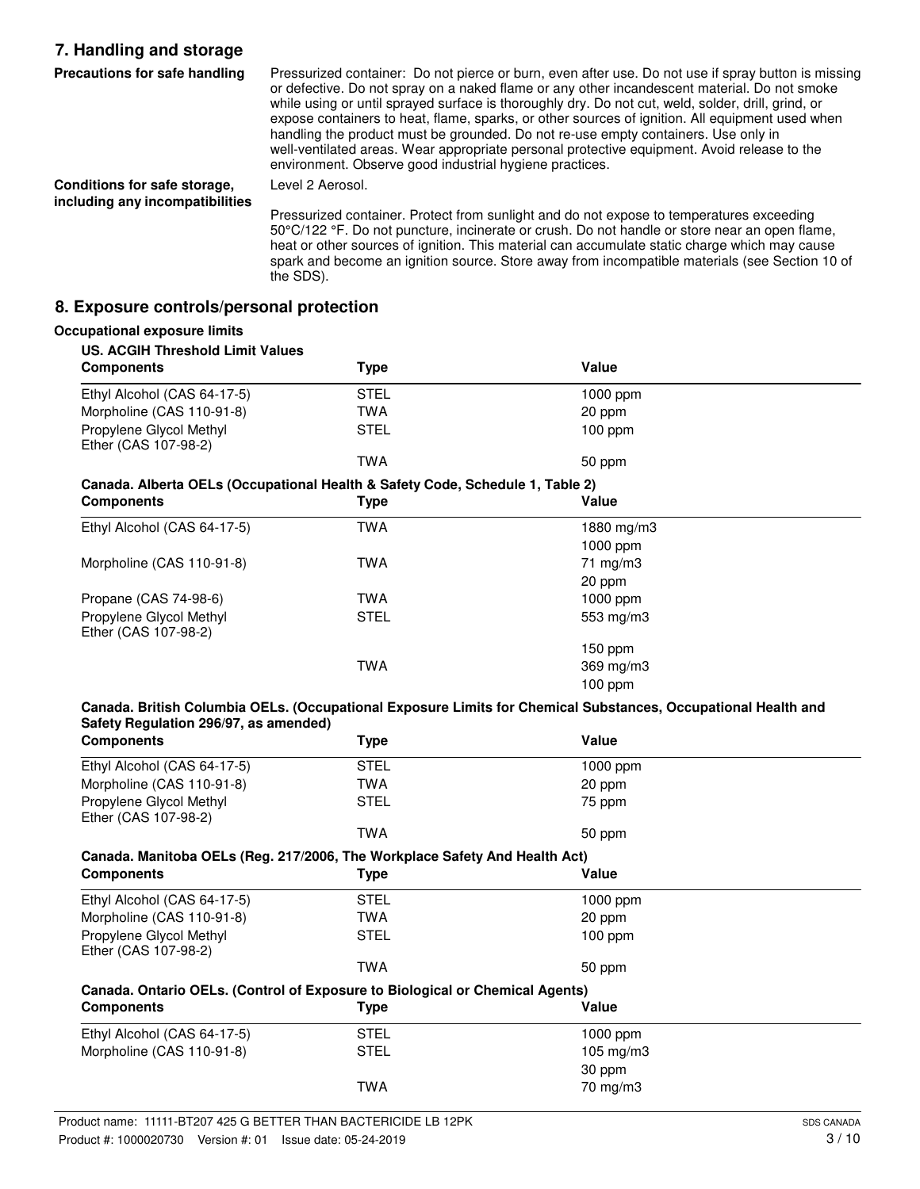## 7. Handling and storage

**Precautions for safe handling**

Pressurized container: Do not pierce or burn, even after use. Do not use if spray button is missing or defective. Do not spray on a naked flame or any other incandescent material. Do not smoke while using or until sprayed surface is thoroughly dry. Do not cut, weld, solder, drill, grind, or expose containers to heat, flame, sparks, or other sources of ignition. All equipment used when handling the product must be grounded. Do not re-use empty containers. Use only in well-ventilated areas. Wear appropriate personal protective equipment. Avoid release to the environment. Observe good industrial hygiene practices.

**Conditions for safe storage, including any incompatibilities**

Level 2 Aerosol.

Pressurized container. Protect from sunlight and do not expose to temperatures exceeding 50°C/122 °F. Do not puncture, incinerate or crush. Do not handle or store near an open flame, heat or other sources of ignition. This material can accumulate static charge which may cause spark and become an ignition source. Store away from incompatible materials (see Section 10 of the SDS).

## 8. Exposure controls/personal protection

**Occupational exposure limits**

**US. ACGIH Threshold Limit Values**

| Components | Type | Value |
|---|---|---|
| Ethyl Alcohol (CAS 64-17-5) | STEL | 1000 ppm |
| Morpholine (CAS 110-91-8) | TWA | 20 ppm |
| Propylene Glycol Methyl Ether (CAS 107-98-2) | STEL | 100 ppm |
| | TWA | 50 ppm |

**Canada. Alberta OELs (Occupational Health & Safety Code, Schedule 1, Table 2)**

| Components | Type | Value |
|---|---|---|
| Ethyl Alcohol (CAS 64-17-5) | TWA | 1880 mg/m3 |
| | | 1000 ppm |
| Morpholine (CAS 110-91-8) | TWA | 71 mg/m3 |
| | | 20 ppm |
| Propane (CAS 74-98-6) | TWA | 1000 ppm |
| Propylene Glycol Methyl Ether (CAS 107-98-2) | STEL | 553 mg/m3 |
| | | 150 ppm |
| | TWA | 369 mg/m3 |
| | | 100 ppm |

**Canada. British Columbia OELs. (Occupational Exposure Limits for Chemical Substances, Occupational Health and Safety Regulation 296/97, as amended)**

| Components | Type | Value |
|---|---|---|
| Ethyl Alcohol (CAS 64-17-5) | STEL | 1000 ppm |
| Morpholine (CAS 110-91-8) | TWA | 20 ppm |
| Propylene Glycol Methyl Ether (CAS 107-98-2) | STEL | 75 ppm |
| | TWA | 50 ppm |

**Canada. Manitoba OELs (Reg. 217/2006, The Workplace Safety And Health Act)**

| Components | Type | Value |
|---|---|---|
| Ethyl Alcohol (CAS 64-17-5) | STEL | 1000 ppm |
| Morpholine (CAS 110-91-8) | TWA | 20 ppm |
| Propylene Glycol Methyl Ether (CAS 107-98-2) | STEL | 100 ppm |
| | TWA | 50 ppm |

**Canada. Ontario OELs. (Control of Exposure to Biological or Chemical Agents)**

| Components | Type | Value |
|---|---|---|
| Ethyl Alcohol (CAS 64-17-5) | STEL | 1000 ppm |
| Morpholine (CAS 110-91-8) | STEL | 105 mg/m3 |
| | | 30 ppm |
| | TWA | 70 mg/m3 |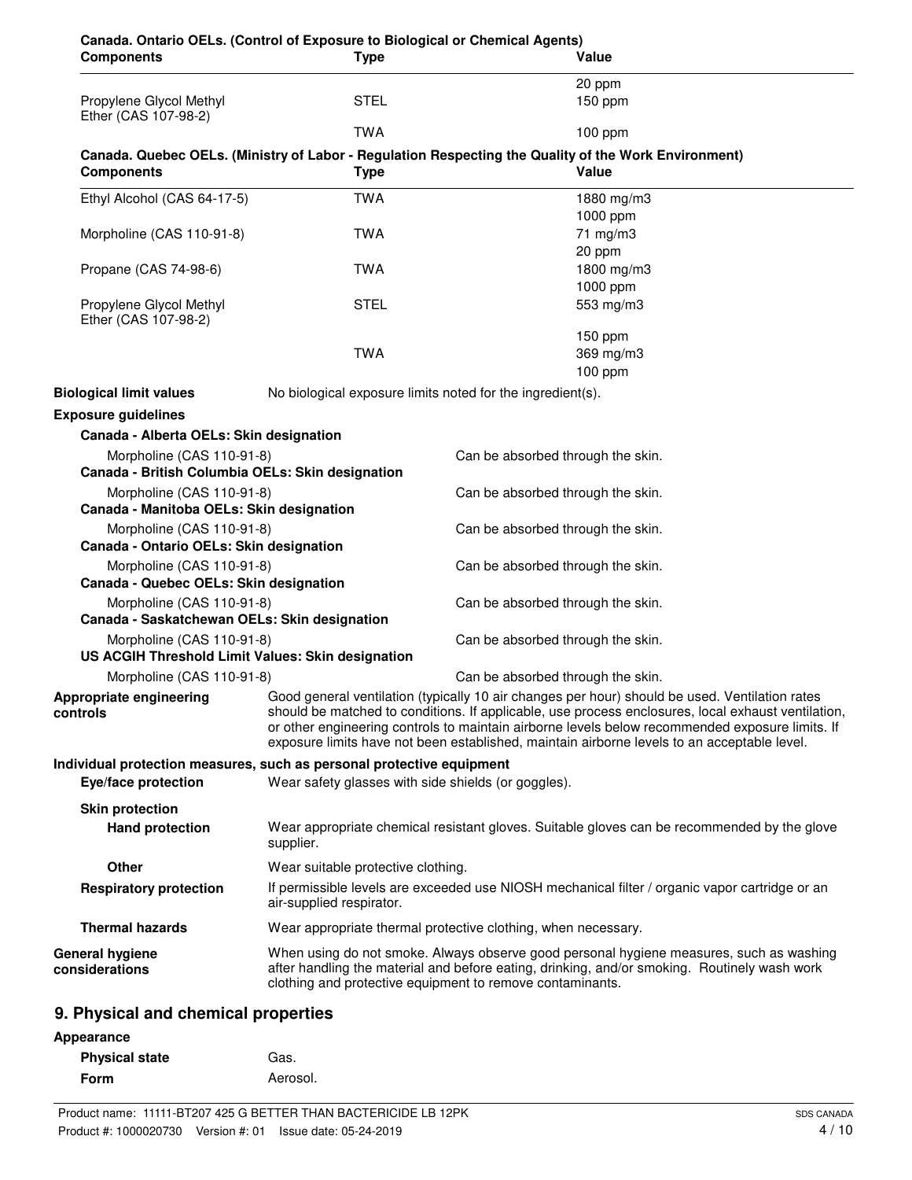**Canada. Ontario OELs. (Control of Exposure to Biological or Chemical Agents)**

| Components | Type | Value |
|---|---|---|
| | | 20 ppm |
| Propylene Glycol Methyl Ether (CAS 107-98-2) | STEL | 150 ppm |
| | TWA | 100 ppm |

**Canada. Quebec OELs. (Ministry of Labor - Regulation Respecting the Quality of the Work Environment)**

| Components | Type | Value |
|---|---|---|
| Ethyl Alcohol (CAS 64-17-5) | TWA | 1880 mg/m3 |
| | | 1000 ppm |
| Morpholine (CAS 110-91-8) | TWA | 71 mg/m3 |
| | | 20 ppm |
| Propane (CAS 74-98-6) | TWA | 1800 mg/m3 |
| | | 1000 ppm |
| Propylene Glycol Methyl Ether (CAS 107-98-2) | STEL | 553 mg/m3 |
| | | 150 ppm |
| | TWA | 369 mg/m3 |
| | | 100 ppm |

**Biological limit values** No biological exposure limits noted for the ingredient(s).

**Exposure guidelines**

**Canada - Alberta OELs: Skin designation**

Morpholine (CAS 110-91-8) Can be absorbed through the skin.

**Canada - British Columbia OELs: Skin designation**

Morpholine (CAS 110-91-8) Can be absorbed through the skin.

**Canada - Manitoba OELs: Skin designation**

Morpholine (CAS 110-91-8) Can be absorbed through the skin.

**Canada - Ontario OELs: Skin designation**

Morpholine (CAS 110-91-8) Can be absorbed through the skin.

**Canada - Quebec OELs: Skin designation**

Morpholine (CAS 110-91-8) Can be absorbed through the skin.

**Canada - Saskatchewan OELs: Skin designation**

Morpholine (CAS 110-91-8) Can be absorbed through the skin.

**US ACGIH Threshold Limit Values: Skin designation**

Morpholine (CAS 110-91-8) Can be absorbed through the skin.

**Appropriate engineering controls** Good general ventilation (typically 10 air changes per hour) should be used. Ventilation rates should be matched to conditions. If applicable, use process enclosures, local exhaust ventilation, or other engineering controls to maintain airborne levels below recommended exposure limits. If exposure limits have not been established, maintain airborne levels to an acceptable level.

**Individual protection measures, such as personal protective equipment**

**Eye/face protection** Wear safety glasses with side shields (or goggles).

**Skin protection**

**Hand protection** Wear appropriate chemical resistant gloves. Suitable gloves can be recommended by the glove supplier.

**Other** Wear suitable protective clothing.

**Respiratory protection** If permissible levels are exceeded use NIOSH mechanical filter / organic vapor cartridge or an air-supplied respirator.

**Thermal hazards** Wear appropriate thermal protective clothing, when necessary.

**General hygiene considerations** When using do not smoke. Always observe good personal hygiene measures, such as washing after handling the material and before eating, drinking, and/or smoking. Routinely wash work clothing and protective equipment to remove contaminants.

## 9. Physical and chemical properties

**Appearance**

**Physical state** Gas.

**Form** Aerosol.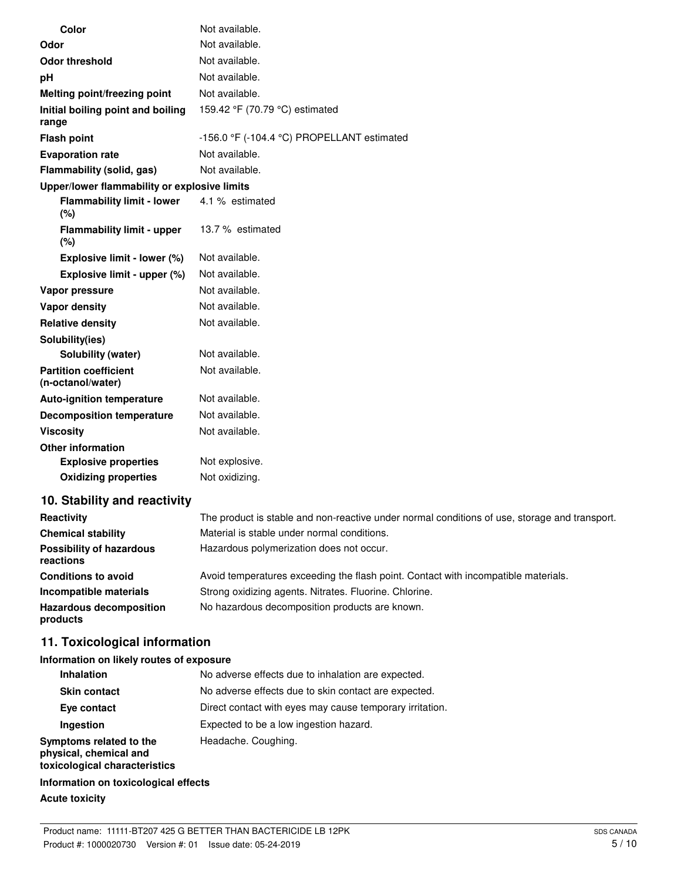| | |
|---|---|
| **Color** | Not available. |
| **Odor** | Not available. |
| **Odor threshold** | Not available. |
| **pH** | Not available. |
| **Melting point/freezing point** | Not available. |
| **Initial boiling point and boiling range** | 159.42 °F (70.79 °C) estimated |
| **Flash point** | -156.0 °F (-104.4 °C) PROPELLANT estimated |
| **Evaporation rate** | Not available. |
| **Flammability (solid, gas)** | Not available. |
| **Upper/lower flammability or explosive limits** | |
| **Flammability limit - lower (%)** | 4.1 % estimated |
| **Flammability limit - upper (%)** | 13.7 % estimated |
| **Explosive limit - lower (%)** | Not available. |
| **Explosive limit - upper (%)** | Not available. |
| **Vapor pressure** | Not available. |
| **Vapor density** | Not available. |
| **Relative density** | Not available. |
| **Solubility(ies)** | |
| **Solubility (water)** | Not available. |
| **Partition coefficient (n-octanol/water)** | Not available. |
| **Auto-ignition temperature** | Not available. |
| **Decomposition temperature** | Not available. |
| **Viscosity** | Not available. |
| **Other information** | |
| **Explosive properties** | Not explosive. |
| **Oxidizing properties** | Not oxidizing. |

## 10. Stability and reactivity

| | |
|---|---|
| **Reactivity** | The product is stable and non-reactive under normal conditions of use, storage and transport. |
| **Chemical stability** | Material is stable under normal conditions. |
| **Possibility of hazardous reactions** | Hazardous polymerization does not occur. |
| **Conditions to avoid** | Avoid temperatures exceeding the flash point. Contact with incompatible materials. |
| **Incompatible materials** | Strong oxidizing agents. Nitrates. Fluorine. Chlorine. |
| **Hazardous decomposition products** | No hazardous decomposition products are known. |

## 11. Toxicological information

**Information on likely routes of exposure**

| | |
|---|---|
| **Inhalation** | No adverse effects due to inhalation are expected. |
| **Skin contact** | No adverse effects due to skin contact are expected. |
| **Eye contact** | Direct contact with eyes may cause temporary irritation. |
| **Ingestion** | Expected to be a low ingestion hazard. |
| **Symptoms related to the physical, chemical and toxicological characteristics** | Headache. Coughing. |

**Information on toxicological effects**

**Acute toxicity**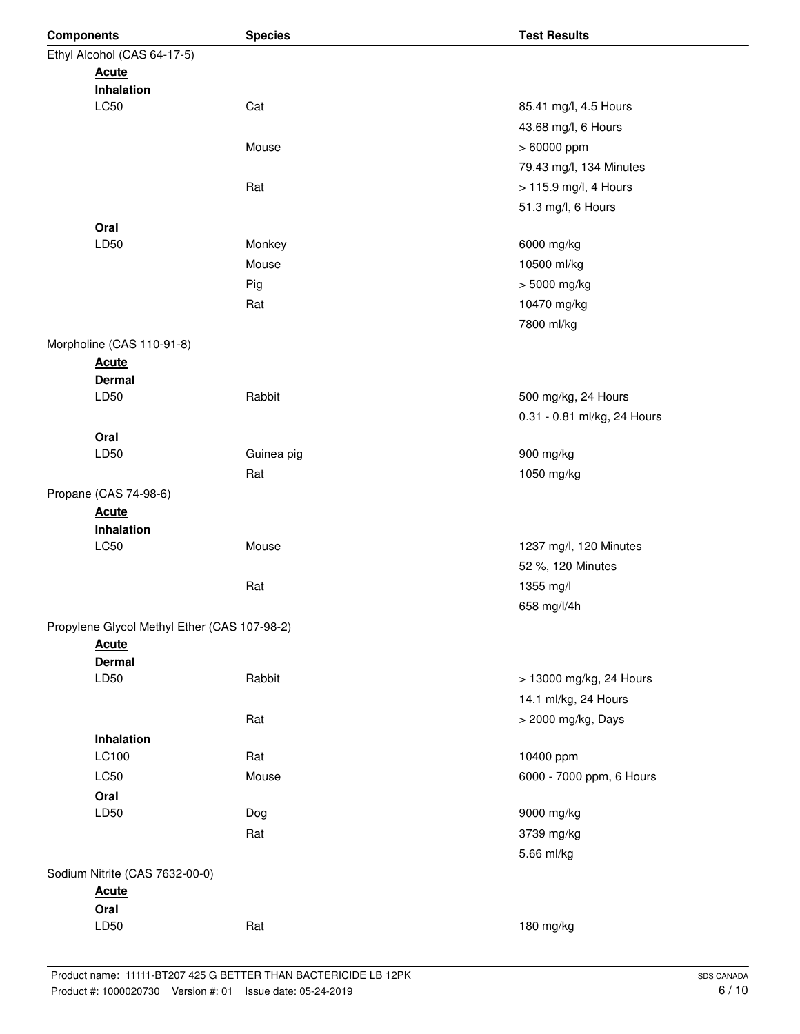| Components | Species | Test Results |
| --- | --- | --- |
| Ethyl Alcohol (CAS 64-17-5) | | |
| **Acute** | | |
| **Inhalation** | | |
| LC50 | Cat | 85.41 mg/l, 4.5 Hours |
| | | 43.68 mg/l, 6 Hours |
| | Mouse | > 60000 ppm |
| | | 79.43 mg/l, 134 Minutes |
| | Rat | > 115.9 mg/l, 4 Hours |
| | | 51.3 mg/l, 6 Hours |
| **Oral** | | |
| LD50 | Monkey | 6000 mg/kg |
| | Mouse | 10500 ml/kg |
| | Pig | > 5000 mg/kg |
| | Rat | 10470 mg/kg |
| | | 7800 ml/kg |
| Morpholine (CAS 110-91-8) | | |
| **Acute** | | |
| **Dermal** | | |
| LD50 | Rabbit | 500 mg/kg, 24 Hours |
| | | 0.31 - 0.81 ml/kg, 24 Hours |
| **Oral** | | |
| LD50 | Guinea pig | 900 mg/kg |
| | Rat | 1050 mg/kg |
| Propane (CAS 74-98-6) | | |
| **Acute** | | |
| **Inhalation** | | |
| LC50 | Mouse | 1237 mg/l, 120 Minutes |
| | | 52 %, 120 Minutes |
| | Rat | 1355 mg/l |
| | | 658 mg/l/4h |
| Propylene Glycol Methyl Ether (CAS 107-98-2) | | |
| **Acute** | | |
| **Dermal** | | |
| LD50 | Rabbit | > 13000 mg/kg, 24 Hours |
| | | 14.1 ml/kg, 24 Hours |
| | Rat | > 2000 mg/kg, Days |
| **Inhalation** | | |
| LC100 | Rat | 10400 ppm |
| LC50 | Mouse | 6000 - 7000 ppm, 6 Hours |
| **Oral** | | |
| LD50 | Dog | 9000 mg/kg |
| | Rat | 3739 mg/kg |
| | | 5.66 ml/kg |
| Sodium Nitrite (CAS 7632-00-0) | | |
| **Acute** | | |
| **Oral** | | |
| LD50 | Rat | 180 mg/kg |

Product name: 11111-BT207 425 G BETTER THAN BACTERICIDE LB 12PK
Product #: 1000020730 Version #: 01 Issue date: 05-24-2019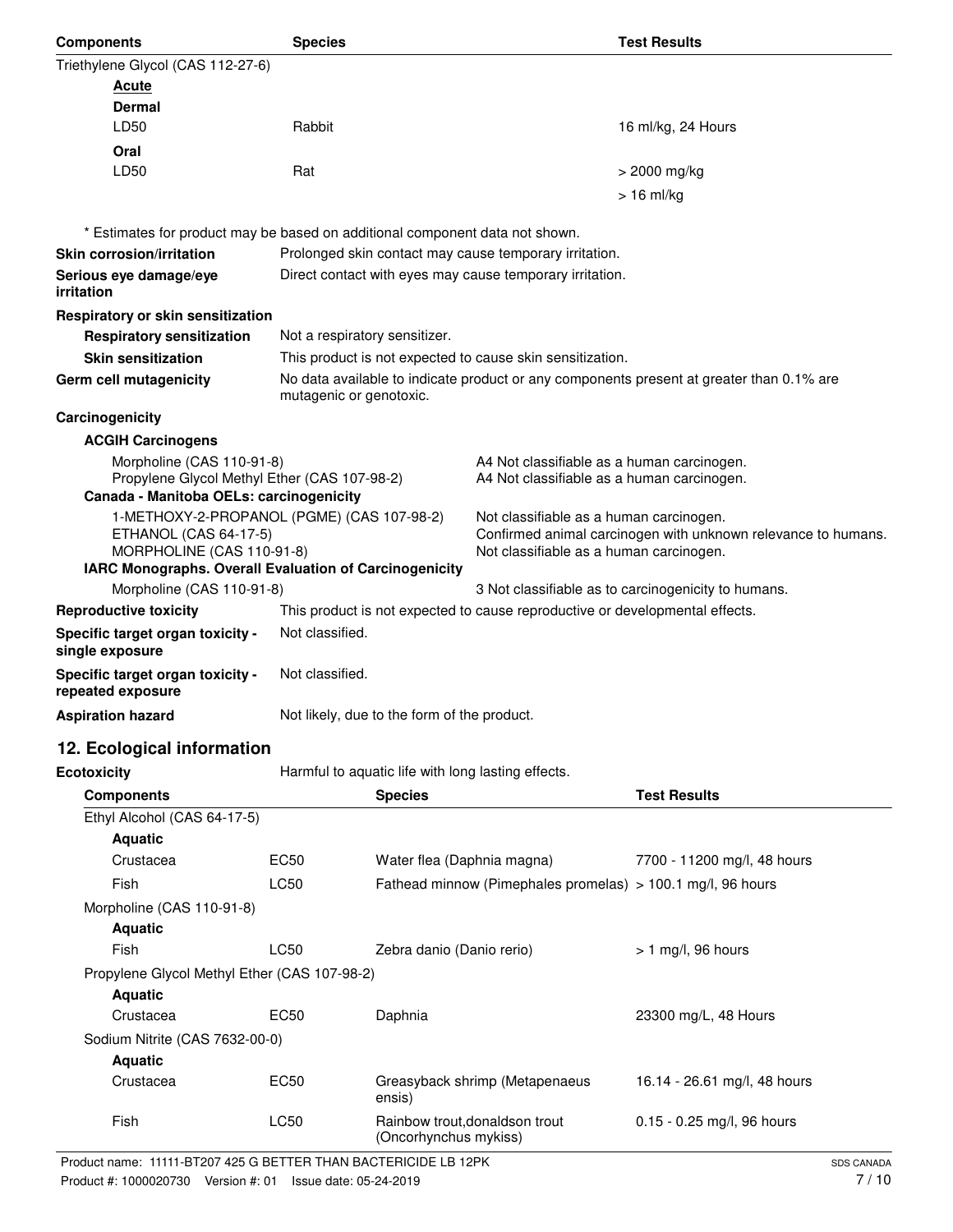| Components | Species | Test Results |
|---|---|---|
| Triethylene Glycol (CAS 112-27-6) | | |
| **Acute** | | |
| **Dermal** | | |
| LD50 | Rabbit | 16 ml/kg, 24 Hours |
| **Oral** | | |
| LD50 | Rat | > 2000 mg/kg |
| | | > 16 ml/kg |

\* Estimates for product may be based on additional component data not shown.

**Skin corrosion/irritation** Prolonged skin contact may cause temporary irritation.

**Serious eye damage/eye irritation** Direct contact with eyes may cause temporary irritation.

**Respiratory or skin sensitization**

**Respiratory sensitization** Not a respiratory sensitizer.

**Skin sensitization** This product is not expected to cause skin sensitization.

**Germ cell mutagenicity** No data available to indicate product or any components present at greater than 0.1% are mutagenic or genotoxic.

**Carcinogenicity**

**ACGIH Carcinogens**

| | |
|---|---|
| Morpholine (CAS 110-91-8) | A4 Not classifiable as a human carcinogen. |
| Propylene Glycol Methyl Ether (CAS 107-98-2) | A4 Not classifiable as a human carcinogen. |

**Canada - Manitoba OELs: carcinogenicity**

| | |
|---|---|
| 1-METHOXY-2-PROPANOL (PGME) (CAS 107-98-2) | Not classifiable as a human carcinogen. |
| ETHANOL (CAS 64-17-5) | Confirmed animal carcinogen with unknown relevance to humans. |
| MORPHOLINE (CAS 110-91-8) | Not classifiable as a human carcinogen. |

**IARC Monographs. Overall Evaluation of Carcinogenicity**

| | |
|---|---|
| Morpholine (CAS 110-91-8) | 3 Not classifiable as to carcinogenicity to humans. |

**Reproductive toxicity** This product is not expected to cause reproductive or developmental effects.

**Specific target organ toxicity - single exposure** Not classified.

**Specific target organ toxicity - repeated exposure** Not classified.

**Aspiration hazard** Not likely, due to the form of the product.

## 12. Ecological information

**Ecotoxicity** Harmful to aquatic life with long lasting effects.

| Components | | Species | Test Results |
|---|---|---|---|
| Ethyl Alcohol (CAS 64-17-5) | | | |
| **Aquatic** | | | |
| Crustacea | EC50 | Water flea (Daphnia magna) | 7700 - 11200 mg/l, 48 hours |
| Fish | LC50 | Fathead minnow (Pimephales promelas) | > 100.1 mg/l, 96 hours |
| Morpholine (CAS 110-91-8) | | | |
| **Aquatic** | | | |
| Fish | LC50 | Zebra danio (Danio rerio) | > 1 mg/l, 96 hours |
| Propylene Glycol Methyl Ether (CAS 107-98-2) | | | |
| **Aquatic** | | | |
| Crustacea | EC50 | Daphnia | 23300 mg/L, 48 Hours |
| Sodium Nitrite (CAS 7632-00-0) | | | |
| **Aquatic** | | | |
| Crustacea | EC50 | Greasyback shrimp (Metapenaeus ensis) | 16.14 - 26.61 mg/l, 48 hours |
| Fish | LC50 | Rainbow trout,donaldson trout (Oncorhynchus mykiss) | 0.15 - 0.25 mg/l, 96 hours |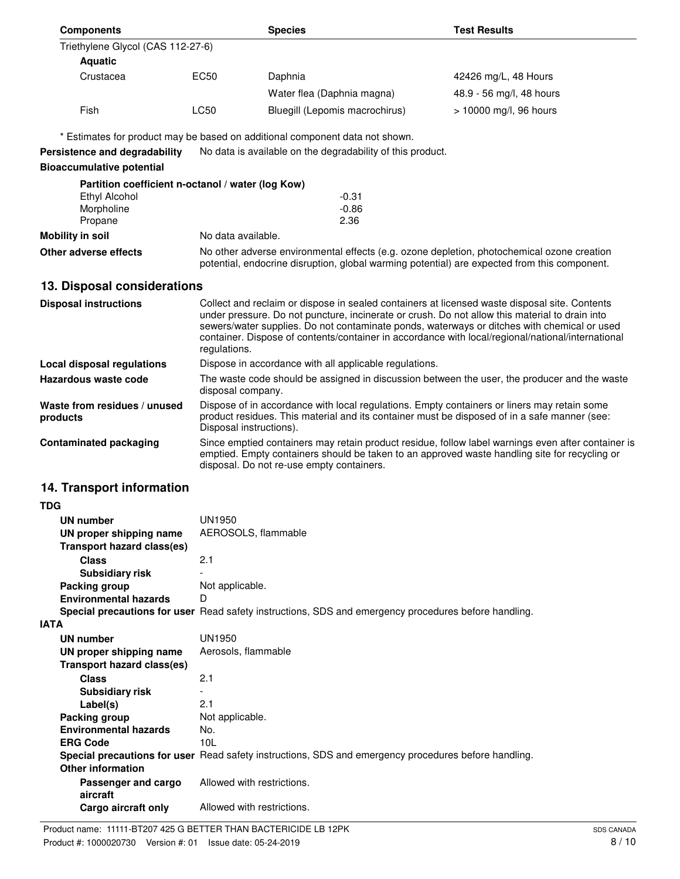| Components | | Species | Test Results |
|---|---|---|---|
| Triethylene Glycol (CAS 112-27-6) | | | |
| **Aquatic** | | | |
| Crustacea | EC50 | Daphnia | 42426 mg/L, 48 Hours |
| | | Water flea (Daphnia magna) | 48.9 - 56 mg/l, 48 hours |
| Fish | LC50 | Bluegill (Lepomis macrochirus) | > 10000 mg/l, 96 hours |

\* Estimates for product may be based on additional component data not shown.

**Persistence and degradability** No data is available on the degradability of this product.

**Bioaccumulative potential**

**Partition coefficient n-octanol / water (log Kow)**

| | |
|---|---|
| Ethyl Alcohol | -0.31 |
| Morpholine | -0.86 |
| Propane | 2.36 |

**Mobility in soil** No data available.

**Other adverse effects** No other adverse environmental effects (e.g. ozone depletion, photochemical ozone creation potential, endocrine disruption, global warming potential) are expected from this component.

## 13. Disposal considerations

**Disposal instructions** Collect and reclaim or dispose in sealed containers at licensed waste disposal site. Contents under pressure. Do not puncture, incinerate or crush. Do not allow this material to drain into sewers/water supplies. Do not contaminate ponds, waterways or ditches with chemical or used container. Dispose of contents/container in accordance with local/regional/national/international regulations.

**Local disposal regulations** Dispose in accordance with all applicable regulations.

**Hazardous waste code** The waste code should be assigned in discussion between the user, the producer and the waste disposal company.

**Waste from residues / unused products** Dispose of in accordance with local regulations. Empty containers or liners may retain some product residues. This material and its container must be disposed of in a safe manner (see: Disposal instructions).

**Contaminated packaging** Since emptied containers may retain product residue, follow label warnings even after container is emptied. Empty containers should be taken to an approved waste handling site for recycling or disposal. Do not re-use empty containers.

## 14. Transport information

**TDG**

| | |
|---|---|
| **UN number** | UN1950 |
| **UN proper shipping name** | AEROSOLS, flammable |
| **Transport hazard class(es)** | |
| **Class** | 2.1 |
| **Subsidiary risk** | - |
| **Packing group** | Not applicable. |
| **Environmental hazards** | D |
| **Special precautions for user** | Read safety instructions, SDS and emergency procedures before handling. |

**IATA**

| | |
|---|---|
| **UN number** | UN1950 |
| **UN proper shipping name** | Aerosols, flammable |
| **Transport hazard class(es)** | |
| **Class** | 2.1 |
| **Subsidiary risk** | - |
| **Label(s)** | 2.1 |
| **Packing group** | Not applicable. |
| **Environmental hazards** | No. |
| **ERG Code** | 10L |
| **Special precautions for user** | Read safety instructions, SDS and emergency procedures before handling. |
| **Other information** | |
| **Passenger and cargo aircraft** | Allowed with restrictions. |
| **Cargo aircraft only** | Allowed with restrictions. |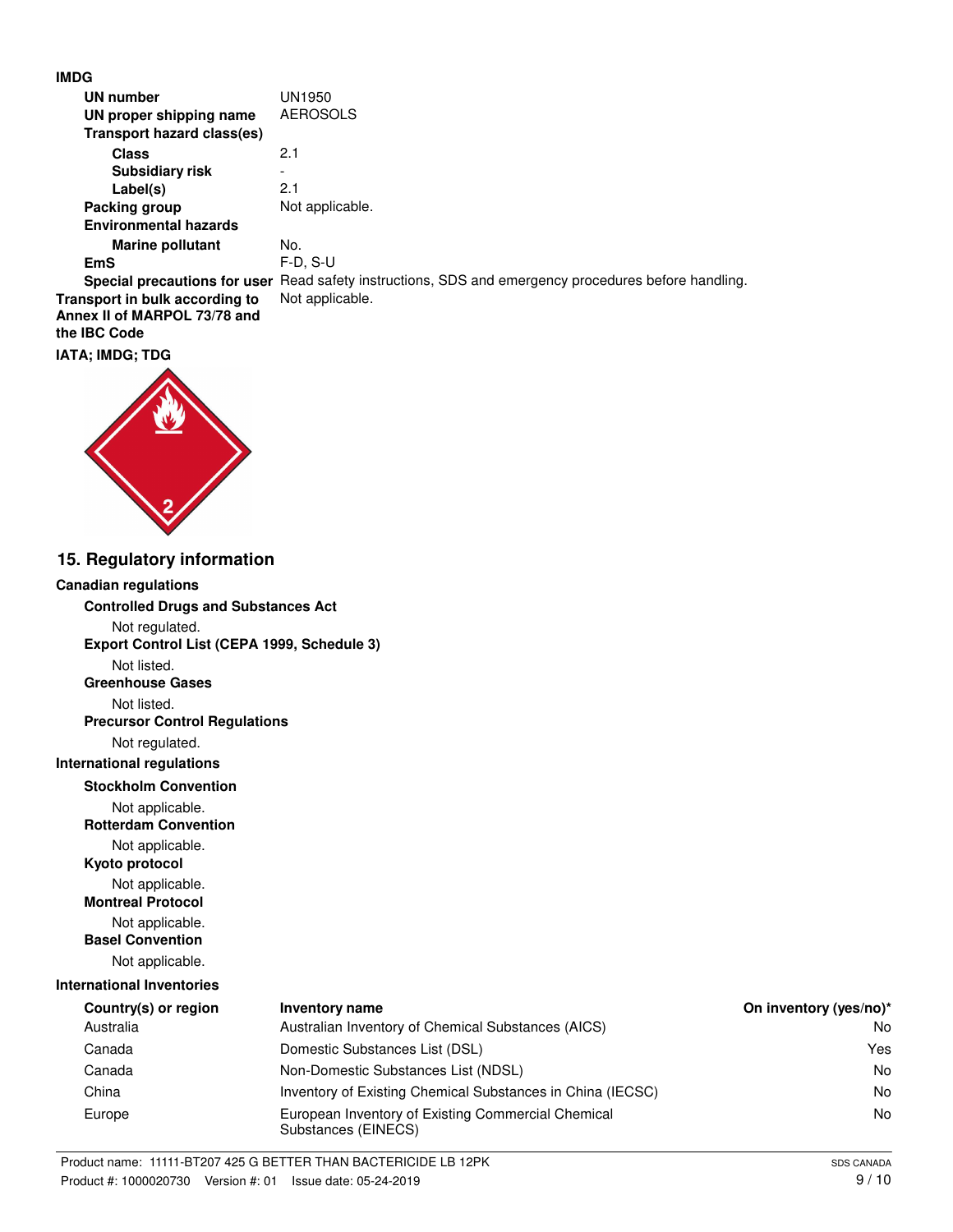**IMDG**

| | |
|---|---|
| **UN number** | UN1950 |
| **UN proper shipping name** | AEROSOLS |
| **Transport hazard class(es)** | |
| **Class** | 2.1 |
| **Subsidiary risk** | - |
| **Label(s)** | 2.1 |
| **Packing group** | Not applicable. |
| **Environmental hazards** | |
| **Marine pollutant** | No. |
| **EmS** | F-D, S-U |
| **Special precautions for user** | Read safety instructions, SDS and emergency procedures before handling. |
| **Transport in bulk according to Annex II of MARPOL 73/78 and the IBC Code** | Not applicable. |

**IATA; IMDG; TDG**

## 15. Regulatory information

**Canadian regulations**

**Controlled Drugs and Substances Act**

Not regulated.

**Export Control List (CEPA 1999, Schedule 3)**

Not listed.

**Greenhouse Gases**

Not listed.

**Precursor Control Regulations**

Not regulated.

**International regulations**

**Stockholm Convention**

Not applicable.

**Rotterdam Convention**

Not applicable.

**Kyoto protocol**

Not applicable.

**Montreal Protocol**

Not applicable.

**Basel Convention**

Not applicable.

**International Inventories**

| Country(s) or region | Inventory name | On inventory (yes/no)* |
|---|---|---|
| Australia | Australian Inventory of Chemical Substances (AICS) | No |
| Canada | Domestic Substances List (DSL) | Yes |
| Canada | Non-Domestic Substances List (NDSL) | No |
| China | Inventory of Existing Chemical Substances in China (IECSC) | No |
| Europe | European Inventory of Existing Commercial Chemical Substances (EINECS) | No |

Product name: 11111-BT207 425 G BETTER THAN BACTERICIDE LB 12PK
Product #: 1000020730 Version #: 01 Issue date: 05-24-2019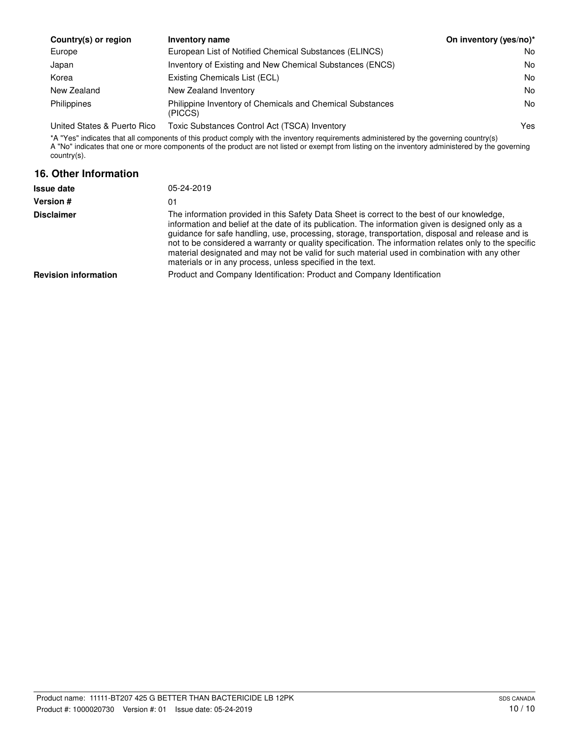| Country(s) or region | Inventory name | On inventory (yes/no)* |
|---|---|---|
| Europe | European List of Notified Chemical Substances (ELINCS) | No |
| Japan | Inventory of Existing and New Chemical Substances (ENCS) | No |
| Korea | Existing Chemicals List (ECL) | No |
| New Zealand | New Zealand Inventory | No |
| Philippines | Philippine Inventory of Chemicals and Chemical Substances (PICCS) | No |
| United States & Puerto Rico | Toxic Substances Control Act (TSCA) Inventory | Yes |

*A "Yes" indicates that all components of this product comply with the inventory requirements administered by the governing country(s)
A "No" indicates that one or more components of the product are not listed or exempt from listing on the inventory administered by the governing country(s).

## 16. Other Information

**Issue date** 05-24-2019

**Version #** 01

**Disclaimer** The information provided in this Safety Data Sheet is correct to the best of our knowledge, information and belief at the date of its publication. The information given is designed only as a guidance for safe handling, use, processing, storage, transportation, disposal and release and is not to be considered a warranty or quality specification. The information relates only to the specific material designated and may not be valid for such material used in combination with any other materials or in any process, unless specified in the text.

**Revision information** Product and Company Identification: Product and Company Identification